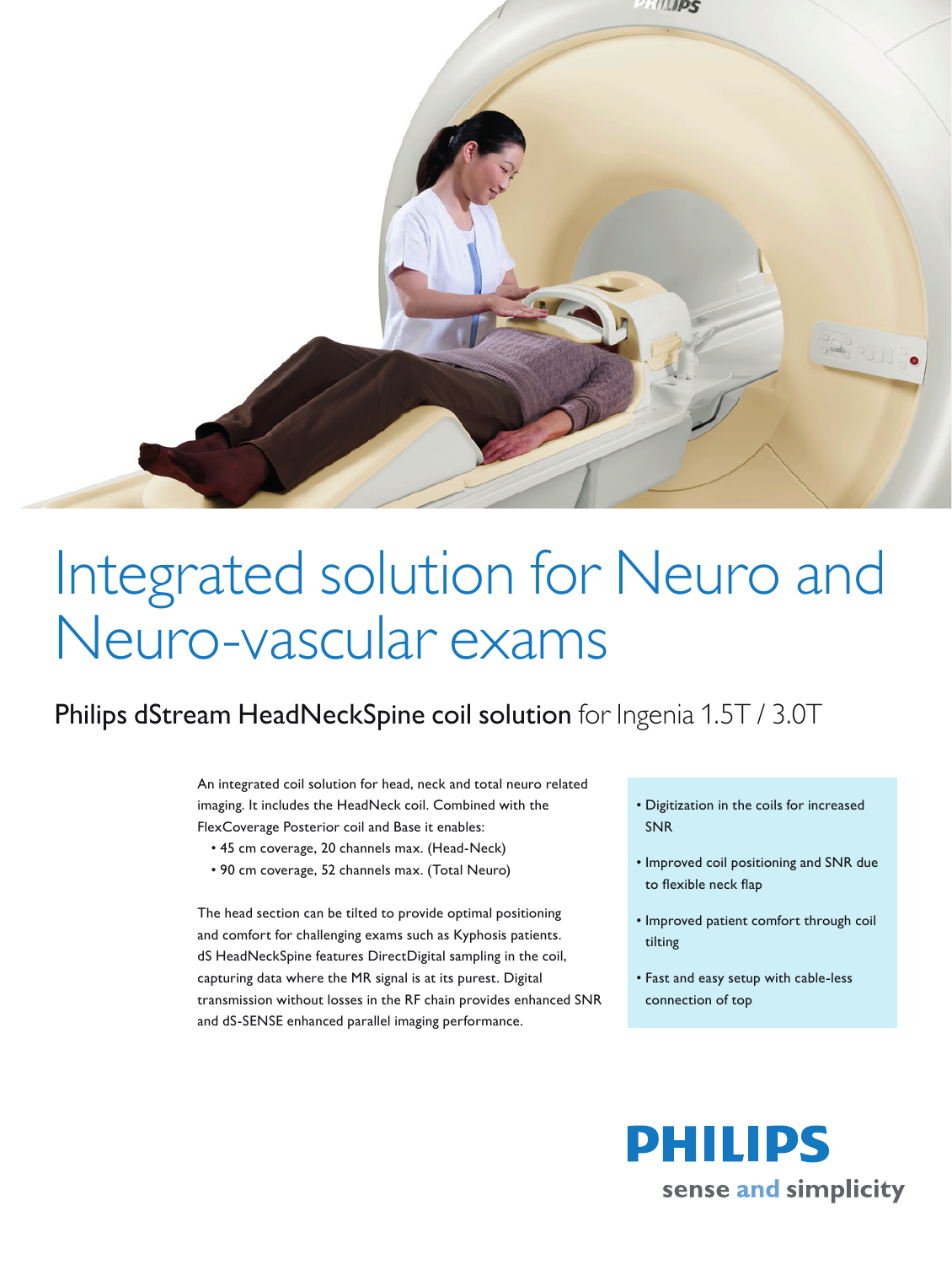# Integrated solution for Neuro and Neuro-vascular exams

## Philips dStream HeadNeckSpine coil solution for Ingenia 1.5T / 3.0T

An integrated coil solution for head, neck and total neuro related imaging. It includes the HeadNeck coil. Combined with the FlexCoverage Posterior coil and Base it enables:

- 45 cm coverage, 20 channels max. (Head-Neck)
- 90 cm coverage, 52 channels max. (Total Neuro)

The head section can be tilted to provide optimal positioning and comfort for challenging exams such as Kyphosis patients. dS HeadNeckSpine features DirectDigital sampling in the coil, capturing data where the MR signal is at its purest. Digital transmission without losses in the RF chain provides enhanced SNR and dS-SENSE enhanced parallel imaging performance.

- Digitization in the coils for increased SNR
- Improved coil positioning and SNR due to flexible neck flap
- Improved patient comfort through coil tilting
- Fast and easy setup with cable-less connection of top

**PHILIPS**
sense and simplicity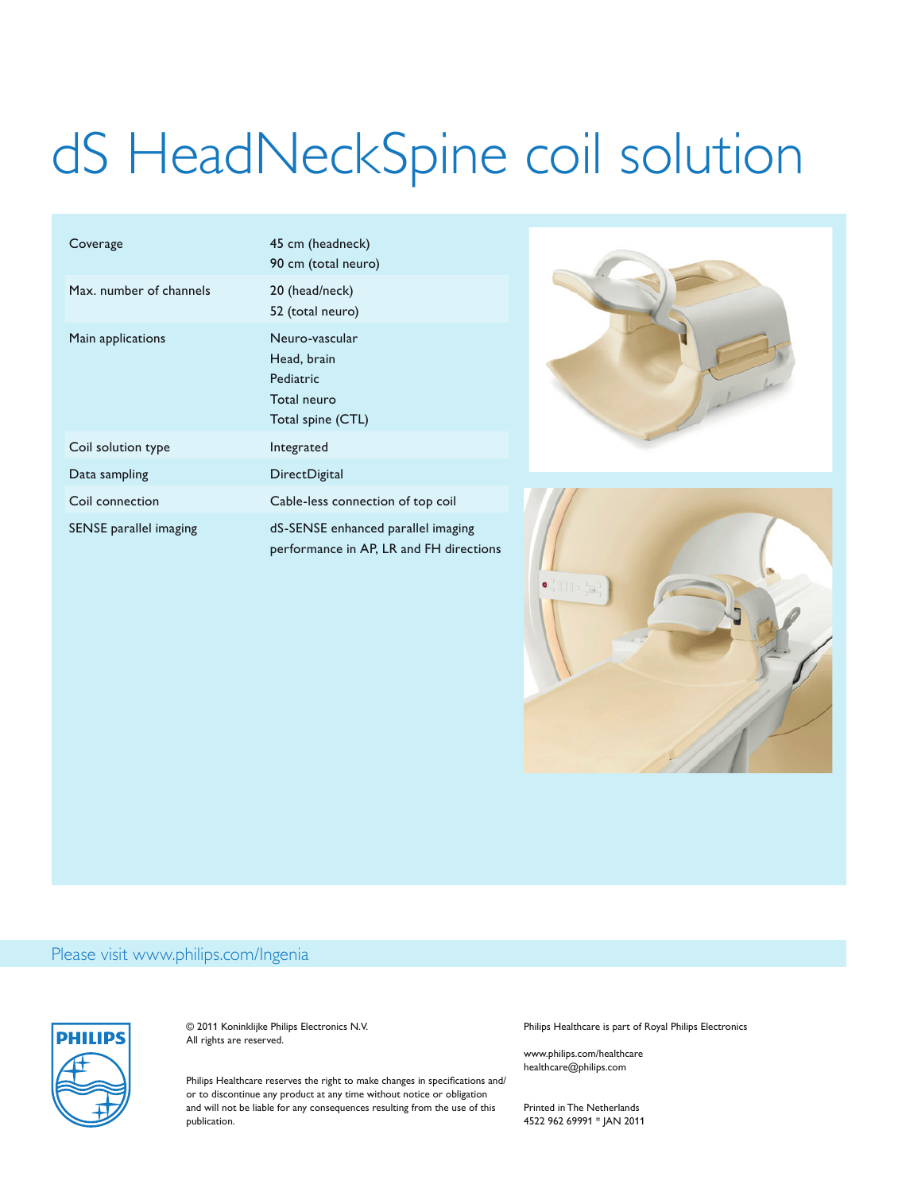# dS HeadNeckSpine coil solution

| | |
|---|---|
| Coverage | 45 cm (headneck)<br>90 cm (total neuro) |
| Max. number of channels | 20 (head/neck)<br>52 (total neuro) |
| Main applications | Neuro-vascular<br>Head, brain<br>Pediatric<br>Total neuro<br>Total spine (CTL) |
| Coil solution type | Integrated |
| Data sampling | DirectDigital |
| Coil connection | Cable-less connection of top coil |
| SENSE parallel imaging | dS-SENSE enhanced parallel imaging performance in AP, LR and FH directions |

Please visit www.philips.com/Ingenia

PHILIPS

© 2011 Koninklijke Philips Electronics N.V.
All rights are reserved.

Philips Healthcare reserves the right to make changes in specifications and/or to discontinue any product at any time without notice or obligation and will not be liable for any consequences resulting from the use of this publication.

Philips Healthcare is part of Royal Philips Electronics

www.philips.com/healthcare
healthcare@philips.com

Printed in The Netherlands
4522 962 69991 * JAN 2011